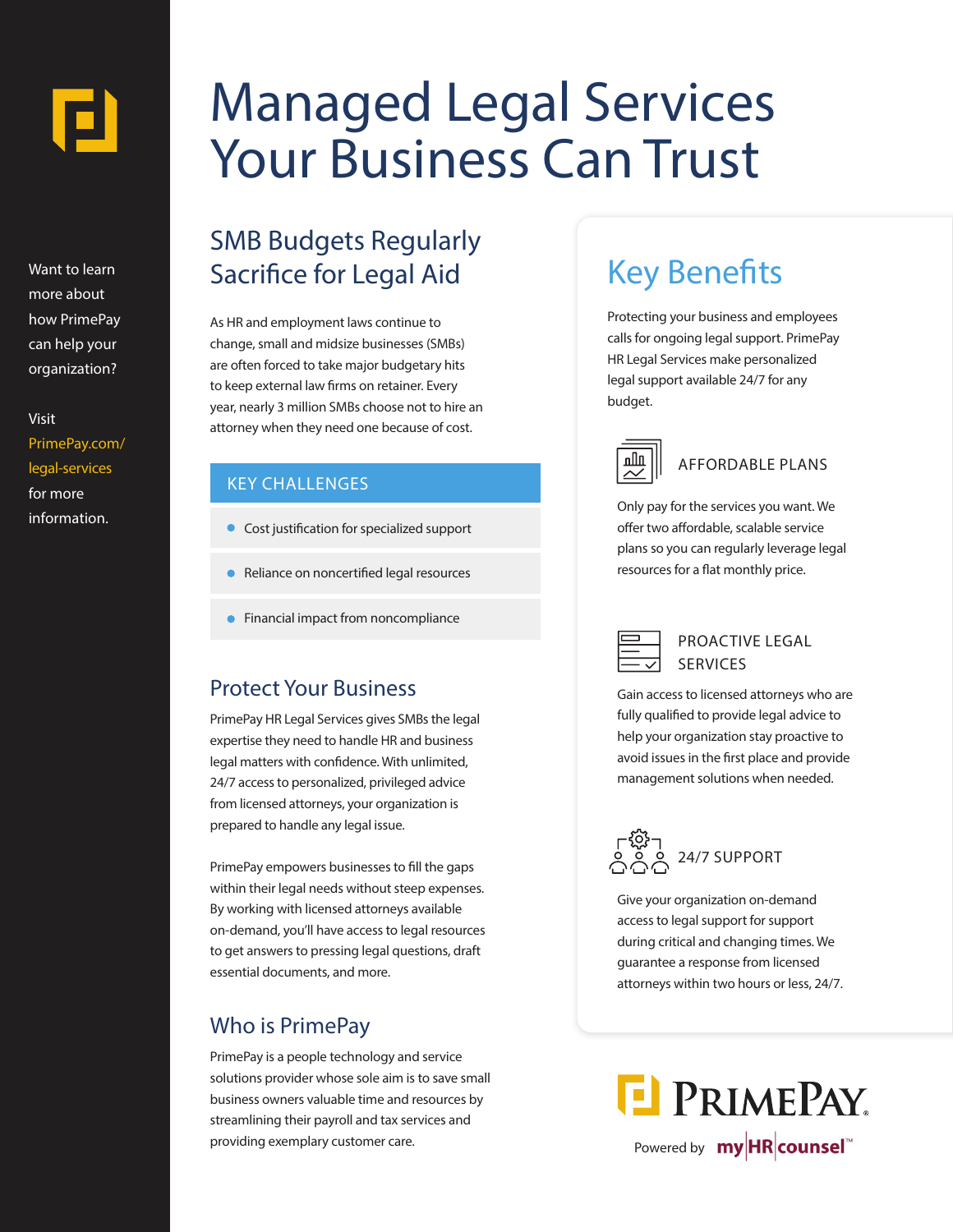Want to learn more about how PrimePay can help your organization?

Visit PrimePay.com/legal-services for more information.

# Managed Legal Services Your Business Can Trust

## SMB Budgets Regularly Sacrifice for Legal Aid

As HR and employment laws continue to change, small and midsize businesses (SMBs) are often forced to take major budgetary hits to keep external law firms on retainer. Every year, nearly 3 million SMBs choose not to hire an attorney when they need one because of cost.

### KEY CHALLENGES

- Cost justification for specialized support
- Reliance on noncertified legal resources
- Financial impact from noncompliance

## Protect Your Business

PrimePay HR Legal Services gives SMBs the legal expertise they need to handle HR and business legal matters with confidence. With unlimited, 24/7 access to personalized, privileged advice from licensed attorneys, your organization is prepared to handle any legal issue.

PrimePay empowers businesses to fill the gaps within their legal needs without steep expenses. By working with licensed attorneys available on-demand, you'll have access to legal resources to get answers to pressing legal questions, draft essential documents, and more.

## Who is PrimePay

PrimePay is a people technology and service solutions provider whose sole aim is to save small business owners valuable time and resources by streamlining their payroll and tax services and providing exemplary customer care.

## Key Benefits

Protecting your business and employees calls for ongoing legal support. PrimePay HR Legal Services make personalized legal support available 24/7 for any budget.

### AFFORDABLE PLANS

Only pay for the services you want. We offer two affordable, scalable service plans so you can regularly leverage legal resources for a flat monthly price.

### PROACTIVE LEGAL SERVICES

Gain access to licensed attorneys who are fully qualified to provide legal advice to help your organization stay proactive to avoid issues in the first place and provide management solutions when needed.

### 24/7 SUPPORT

Give your organization on-demand access to legal support for support during critical and changing times. We guarantee a response from licensed attorneys within two hours or less, 24/7.

PrimePay

Powered by my|HR|counsel™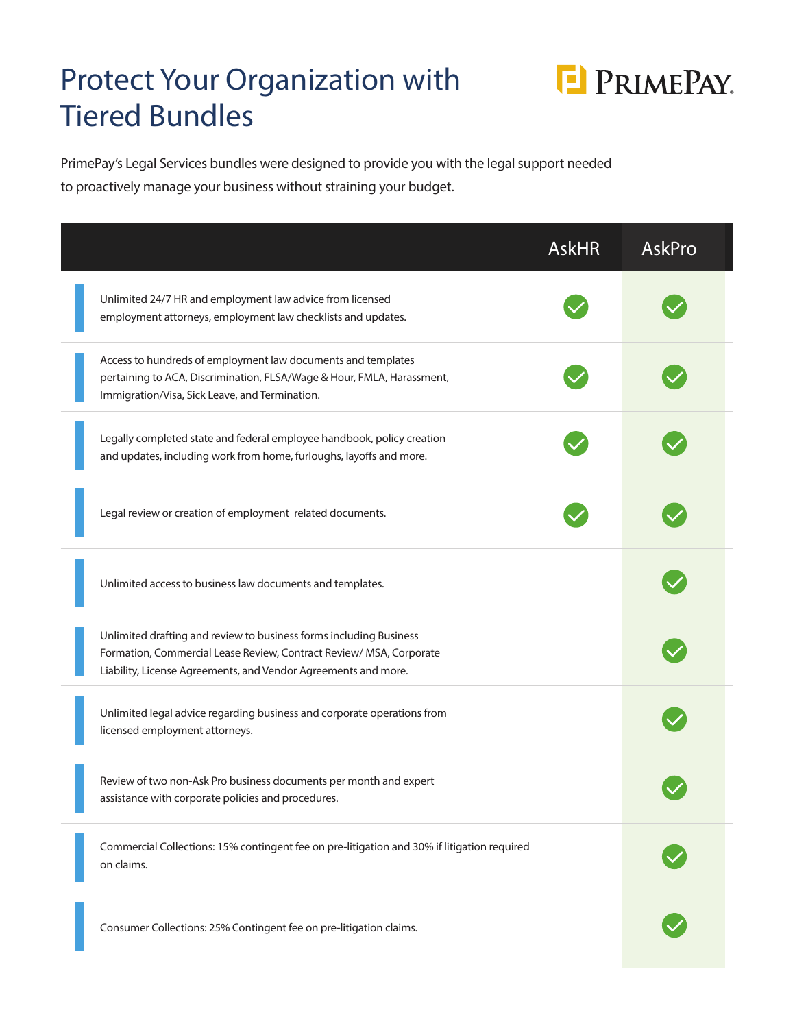# Protect Your Organization with Tiered Bundles

PrimePay's Legal Services bundles were designed to provide you with the legal support needed to proactively manage your business without straining your budget.

| | AskHR | AskPro |
|---|---|---|
| Unlimited 24/7 HR and employment law advice from licensed employment attorneys, employment law checklists and updates. | ✓ | ✓ |
| Access to hundreds of employment law documents and templates pertaining to ACA, Discrimination, FLSA/Wage & Hour, FMLA, Harassment, Immigration/Visa, Sick Leave, and Termination. | ✓ | ✓ |
| Legally completed state and federal employee handbook, policy creation and updates, including work from home, furloughs, layoffs and more. | ✓ | ✓ |
| Legal review or creation of employment related documents. | ✓ | ✓ |
| Unlimited access to business law documents and templates. | | ✓ |
| Unlimited drafting and review to business forms including Business Formation, Commercial Lease Review, Contract Review/ MSA, Corporate Liability, License Agreements, and Vendor Agreements and more. | | ✓ |
| Unlimited legal advice regarding business and corporate operations from licensed employment attorneys. | | ✓ |
| Review of two non-Ask Pro business documents per month and expert assistance with corporate policies and procedures. | | ✓ |
| Commercial Collections: 15% contingent fee on pre-litigation and 30% if litigation required on claims. | | ✓ |
| Consumer Collections: 25% Contingent fee on pre-litigation claims. | | ✓ |